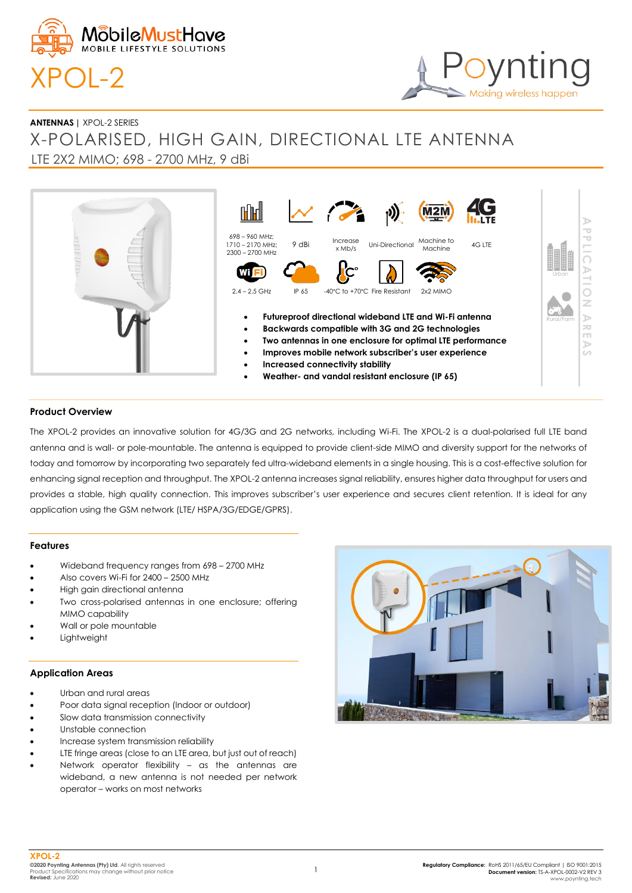MobileMustHave
MOBILE LIFESTYLE SOLUTIONS

# XPOL-2

Poynting
Making wireless happen

**ANTENNAS** | XPOL-2 SERIES

## X-POLARISED, HIGH GAIN, DIRECTIONAL LTE ANTENNA

LTE 2X2 MIMO; 698 - 2700 MHz, 9 dBi

698 – 960 MHz; 1710 – 2170 MHz; 2300 – 2700 MHz | 9 dBi | Increase x Mb/s | Uni-Directional | Machine to Machine | 4G LTE

2.4 – 2.5 GHz | IP 65 | -40°C to +70°C | Fire Resistant | 2x2 MIMO

- **Futureproof directional wideband LTE and Wi-Fi antenna**
- **Backwards compatible with 3G and 2G technologies**
- **Two antennas in one enclosure for optimal LTE performance**
- **Improves mobile network subscriber's user experience**
- **Increased connectivity stability**
- **Weather- and vandal resistant enclosure (IP 65)**

APPLICATION AREAS: Urban, Rural/Farm

### Product Overview

The XPOL-2 provides an innovative solution for 4G/3G and 2G networks, including Wi-Fi. The XPOL-2 is a dual-polarised full LTE band antenna and is wall- or pole-mountable. The antenna is equipped to provide client-side MIMO and diversity support for the networks of today and tomorrow by incorporating two separately fed ultra-wideband elements in a single housing. This is a cost-effective solution for enhancing signal reception and throughput. The XPOL-2 antenna increases signal reliability, ensures higher data throughput for users and provides a stable, high quality connection. This improves subscriber's user experience and secures client retention. It is ideal for any application using the GSM network (LTE/ HSPA/3G/EDGE/GPRS).

### Features

- Wideband frequency ranges from 698 – 2700 MHz
- Also covers Wi-Fi for 2400 – 2500 MHz
- High gain directional antenna
- Two cross-polarised antennas in one enclosure; offering MIMO capability
- Wall or pole mountable
- Lightweight

### Application Areas

- Urban and rural areas
- Poor data signal reception (Indoor or outdoor)
- Slow data transmission connectivity
- Unstable connection
- Increase system transmission reliability
- LTE fringe areas (close to an LTE area, but just out of reach)
- Network operator flexibility – as the antennas are wideband, a new antenna is not needed per network operator – works on most networks

**XPOL-2**
**©2020 Poynting Antennas (Pty) Ltd.** All rights reserved
Product Specifications may change without prior notice
**Revised:** June 2020

**Regulatory Compliance:** RoHS 2011/65/EU Compliant | ISO 9001:2015
**Document version:** TS-A-XPOL-0002-V2 REV 3
www.poynting.tech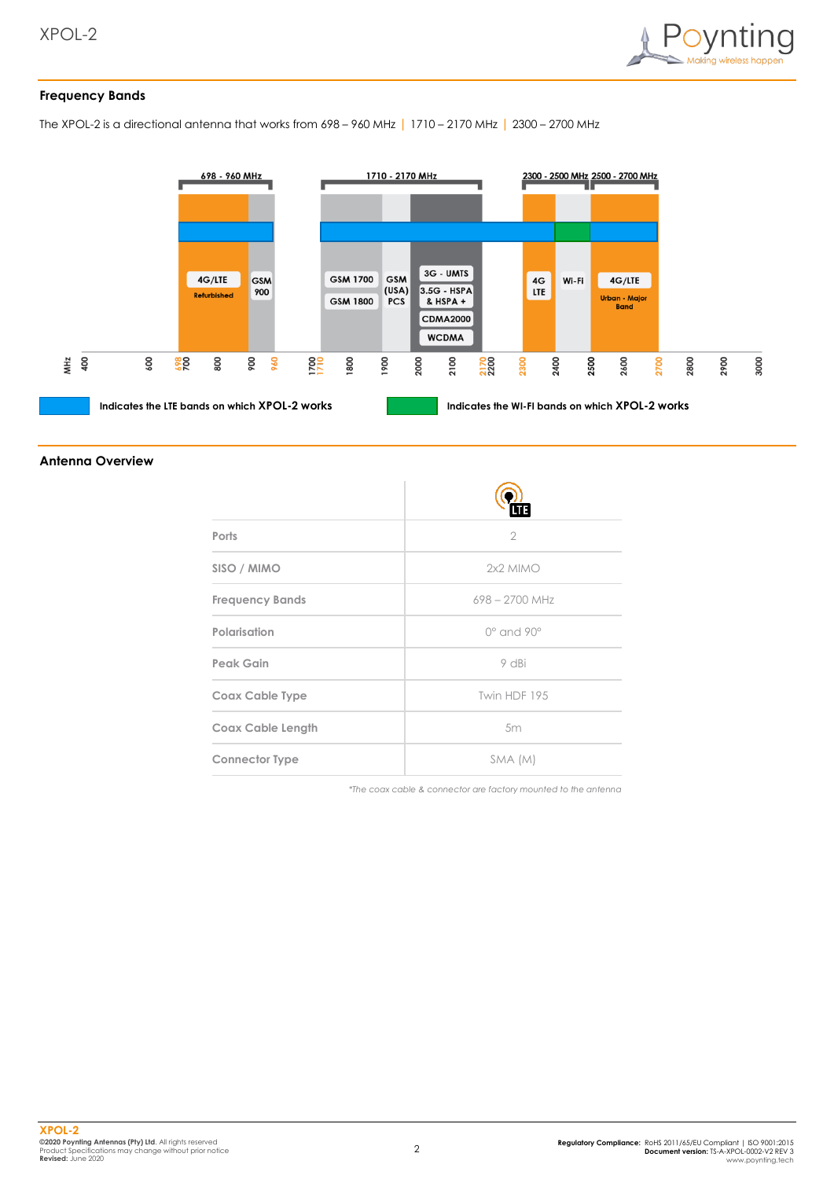## Frequency Bands

The XPOL-2 is a directional antenna that works from 698 – 960 MHz | 1710 – 2170 MHz | 2300 – 2700 MHz

698 - 960 MHz | 1710 - 2170 MHz | 2300 - 2500 MHz | 2500 - 2700 MHz

4G/LTE Refurbished | GSM 900 | GSM 1700 | GSM 1800 | GSM (USA) PCS | 3G - UMTS | 3.5G - HSPA & HSPA + | CDMA2000 | WCDMA | 4G LTE | WI-FI | 4G/LTE Urban - Major Band

MHz: 400, 600, 698, 700, 800, 900, 960, 1700, 1710, 1800, 1900, 2000, 2100, 2170, 2200, 2300, 2400, 2500, 2600, 2700, 2800, 2900, 3000

Indicates the LTE bands on which **XPOL-2** works

Indicates the WI-FI bands on which **XPOL-2** works

## Antenna Overview

| | LTE |
|---|---|
| Ports | 2 |
| SISO / MIMO | 2x2 MIMO |
| Frequency Bands | 698 – 2700 MHz |
| Polarisation | 0° and 90° |
| Peak Gain | 9 dBi |
| Coax Cable Type | Twin HDF 195 |
| Coax Cable Length | 5m |
| Connector Type | SMA (M) |

*\*The coax cable & connector are factory mounted to the antenna*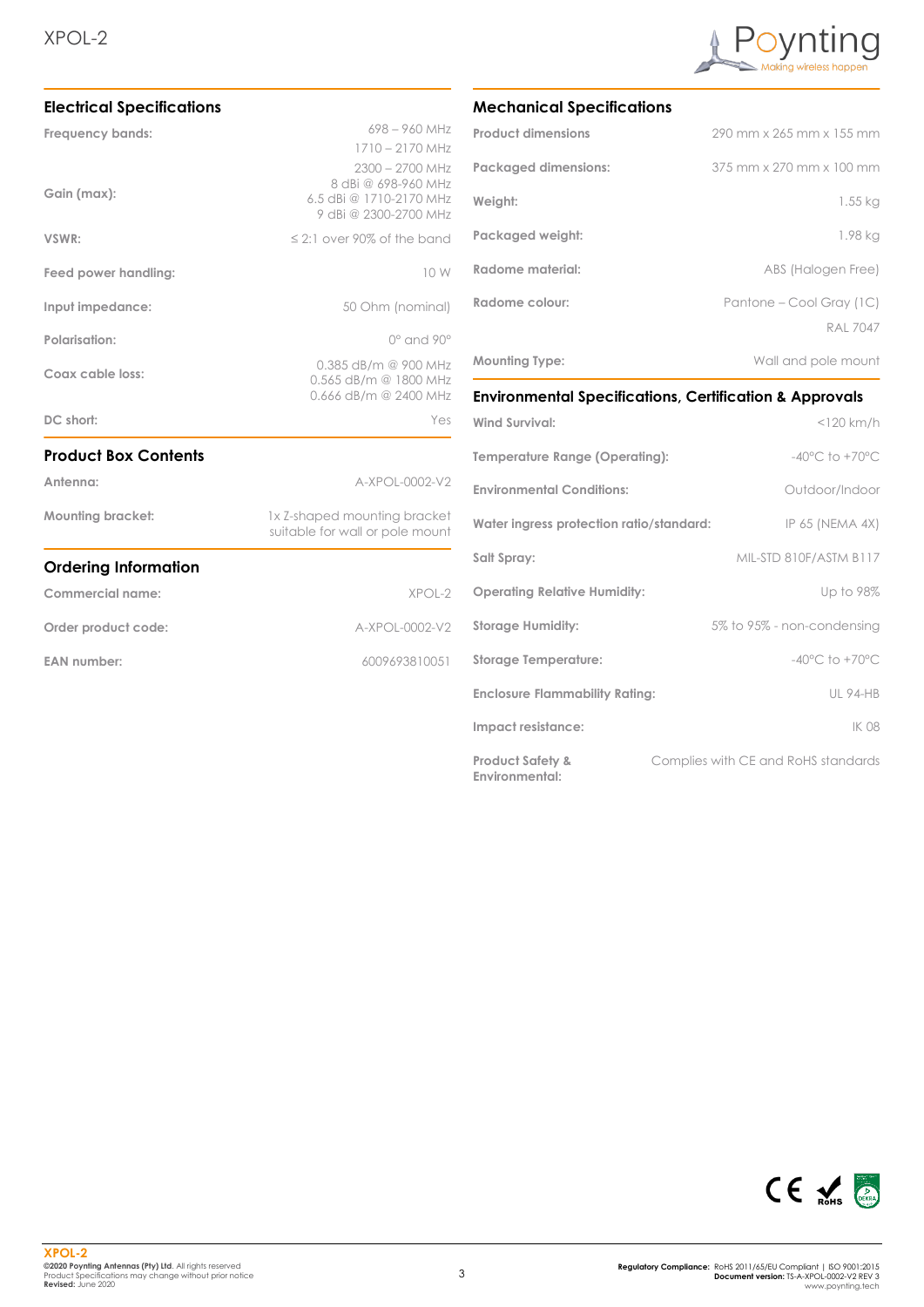## Electrical Specifications

| | |
|---|---|
| **Frequency bands:** | 698 – 960 MHz<br>1710 – 2170 MHz<br>2300 – 2700 MHz |
| **Gain (max):** | 8 dBi @ 698-960 MHz<br>6.5 dBi @ 1710-2170 MHz<br>9 dBi @ 2300-2700 MHz |
| **VSWR:** | ≤ 2:1 over 90% of the band |
| **Feed power handling:** | 10 W |
| **Input impedance:** | 50 Ohm (nominal) |
| **Polarisation:** | 0° and 90° |
| **Coax cable loss:** | 0.385 dB/m @ 900 MHz<br>0.565 dB/m @ 1800 MHz<br>0.666 dB/m @ 2400 MHz |
| **DC short:** | Yes |

## Product Box Contents

| | |
|---|---|
| **Antenna:** | A-XPOL-0002-V2 |
| **Mounting bracket:** | 1x Z-shaped mounting bracket suitable for wall or pole mount |

## Ordering Information

| | |
|---|---|
| **Commercial name:** | XPOL-2 |
| **Order product code:** | A-XPOL-0002-V2 |
| **EAN number:** | 6009693810051 |

## Mechanical Specifications

| | |
|---|---|
| **Product dimensions** | 290 mm x 265 mm x 155 mm |
| **Packaged dimensions:** | 375 mm x 270 mm x 100 mm |
| **Weight:** | 1.55 kg |
| **Packaged weight:** | 1.98 kg |
| **Radome material:** | ABS (Halogen Free) |
| **Radome colour:** | Pantone – Cool Gray (1C)<br>RAL 7047 |
| **Mounting Type:** | Wall and pole mount |

## Environmental Specifications, Certification & Approvals

| | |
|---|---|
| **Wind Survival:** | <120 km/h |
| **Temperature Range (Operating):** | -40°C to +70°C |
| **Environmental Conditions:** | Outdoor/Indoor |
| **Water ingress protection ratio/standard:** | IP 65 (NEMA 4X) |
| **Salt Spray:** | MIL-STD 810F/ASTM B117 |
| **Operating Relative Humidity:** | Up to 98% |
| **Storage Humidity:** | 5% to 95% - non-condensing |
| **Storage Temperature:** | -40°C to +70°C |
| **Enclosure Flammability Rating:** | UL 94-HB |
| **Impact resistance:** | IK 08 |
| **Product Safety & Environmental:** | Complies with CE and RoHS standards |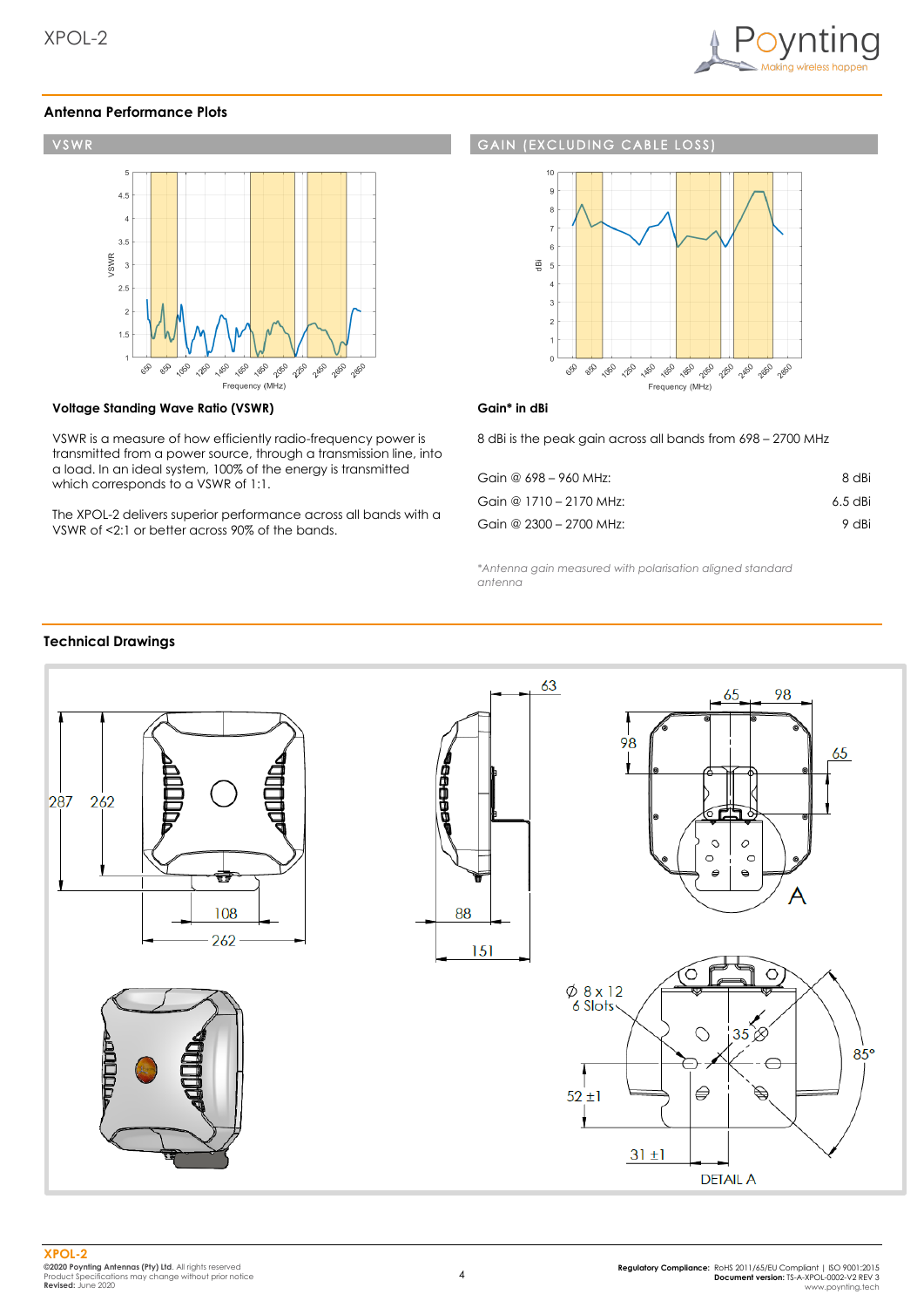## Antenna Performance Plots

### VSWR

### GAIN (EXCLUDING CABLE LOSS)

**Voltage Standing Wave Ratio (VSWR)**

VSWR is a measure of how efficiently radio-frequency power is transmitted from a power source, through a transmission line, into a load. In an ideal system, 100% of the energy is transmitted which corresponds to a VSWR of 1:1.

The XPOL-2 delivers superior performance across all bands with a VSWR of <2:1 or better across 90% of the bands.

**Gain* in dBi**

8 dBi is the peak gain across all bands from 698 – 2700 MHz

| | |
|---|---|
| Gain @ 698 – 960 MHz: | 8 dBi |
| Gain @ 1710 – 2170 MHz: | 6.5 dBi |
| Gain @ 2300 – 2700 MHz: | 9 dBi |

*\*Antenna gain measured with polarisation aligned standard antenna*

## Technical Drawings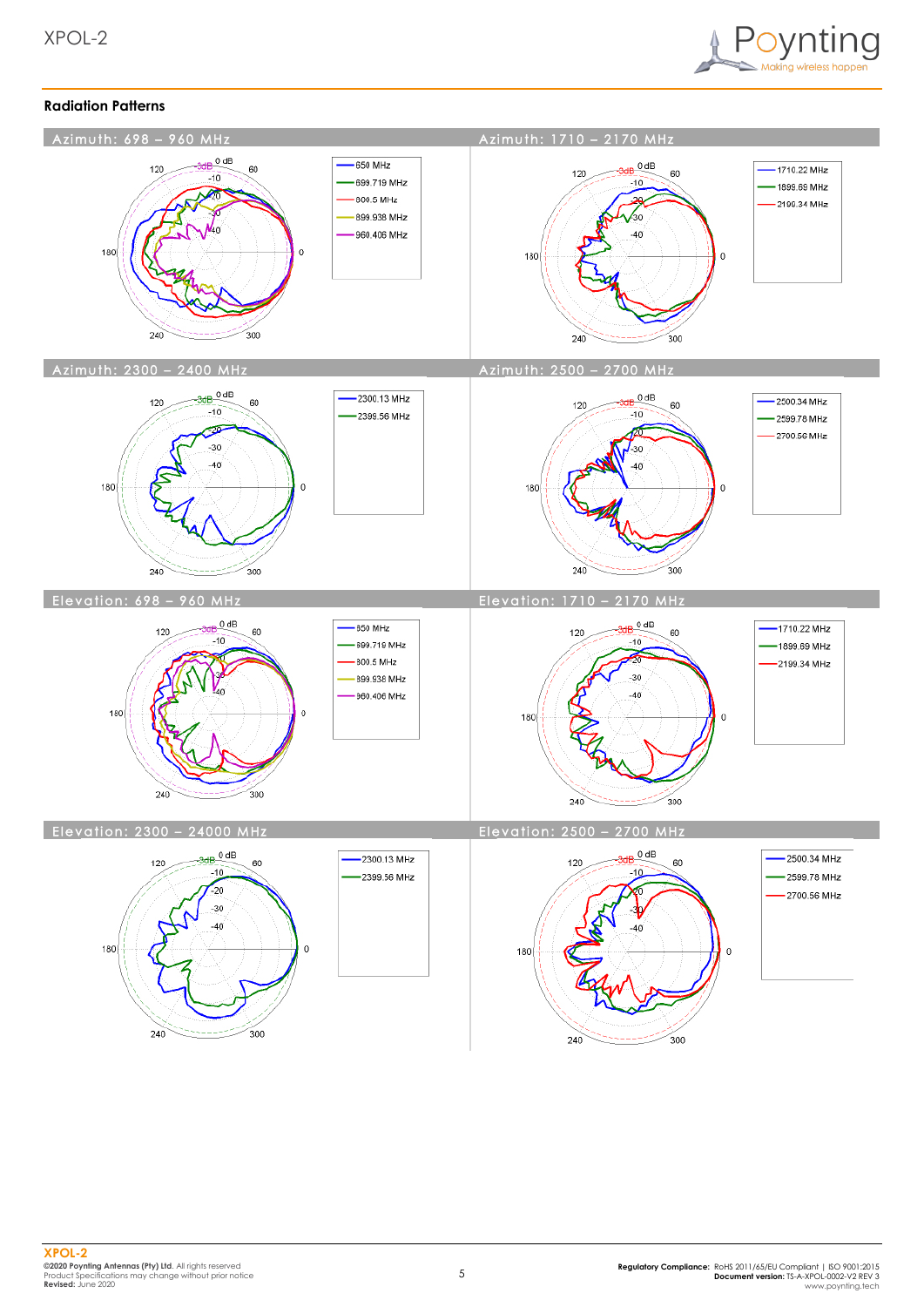## Radiation Patterns

### Azimuth: 698 – 960 MHz

- 650 MHz
- 699.719 MHz
- 800.5 MHz
- 899.938 MHz
- 960.406 MHz

### Azimuth: 1710 – 2170 MHz

- 1710.22 MHz
- 1899.69 MHz
- 2199.34 MHz

### Azimuth: 2300 – 2400 MHz

- 2300.13 MHz
- 2399.56 MHz

### Azimuth: 2500 – 2700 MHz

- 2500.34 MHz
- 2599.78 MHz
- 2700.56 MHz

### Elevation: 698 – 960 MHz

- 650 MHz
- 699.719 MHz
- 800.5 MHz
- 899.938 MHz
- 960.406 MHz

### Elevation: 1710 – 2170 MHz

- 1710.22 MHz
- 1899.69 MHz
- 2199.34 MHz

### Elevation: 2300 – 24000 MHz

- 2300.13 MHz
- 2399.56 MHz

### Elevation: 2500 – 2700 MHz

- 2500.34 MHz
- 2599.78 MHz
- 2700.56 MHz

**XPOL-2**
**©2020 Poynting Antennas (Pty) Ltd.** All rights reserved
Product Specifications may change without prior notice
**Revised:** June 2020

**Regulatory Compliance:** RoHS 2011/65/EU Compliant | ISO 9001:2015
**Document version:** TS-A-XPOL-0002-V2 REV 3
www.poynting.tech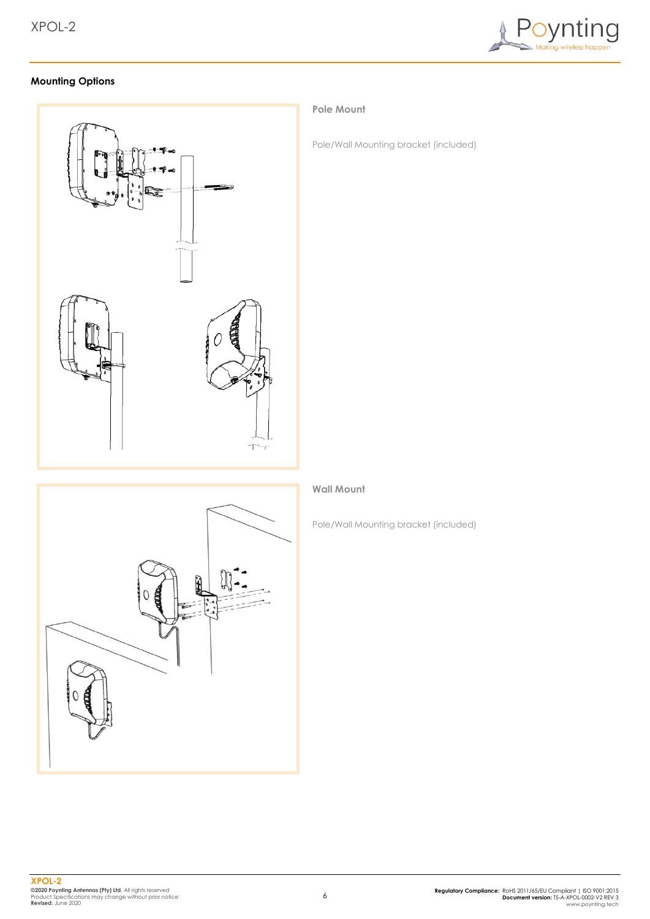## Mounting Options

### Pole Mount

Pole/Wall Mounting bracket (included)

### Wall Mount

Pole/Wall Mounting bracket (included)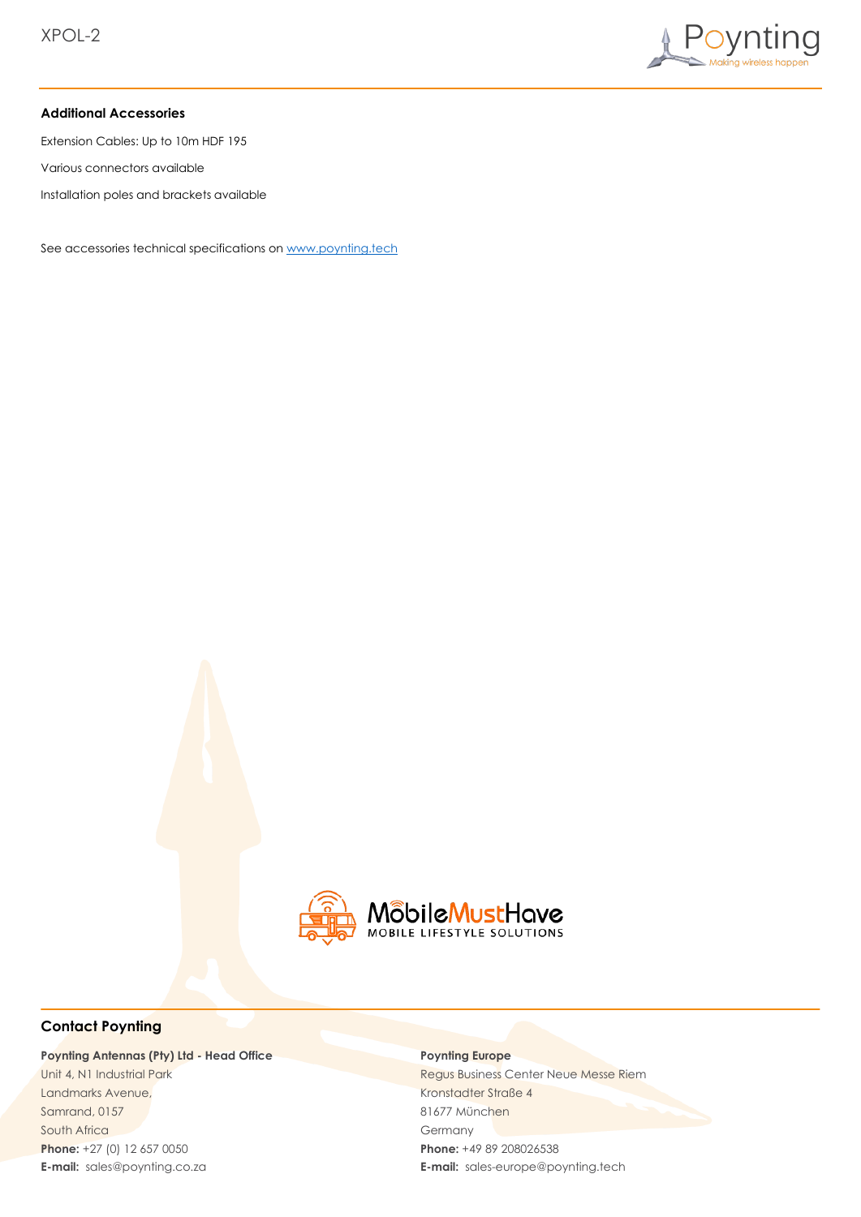### Additional Accessories

Extension Cables: Up to 10m HDF 195

Various connectors available

Installation poles and brackets available

See accessories technical specifications on [www.poynting.tech](www.poynting.tech)

MobileMustHave
MOBILE LIFESTYLE SOLUTIONS

### Contact Poynting

**Poynting Antennas (Pty) Ltd - Head Office**
Unit 4, N1 Industrial Park
Landmarks Avenue,
Samrand, 0157
South Africa
**Phone:** +27 (0) 12 657 0050
**E-mail:** sales@poynting.co.za

**Poynting Europe**
Regus Business Center Neue Messe Riem
Kronstadter Straße 4
81677 München
Germany
**Phone:** +49 89 208026538
**E-mail:** sales-europe@poynting.tech